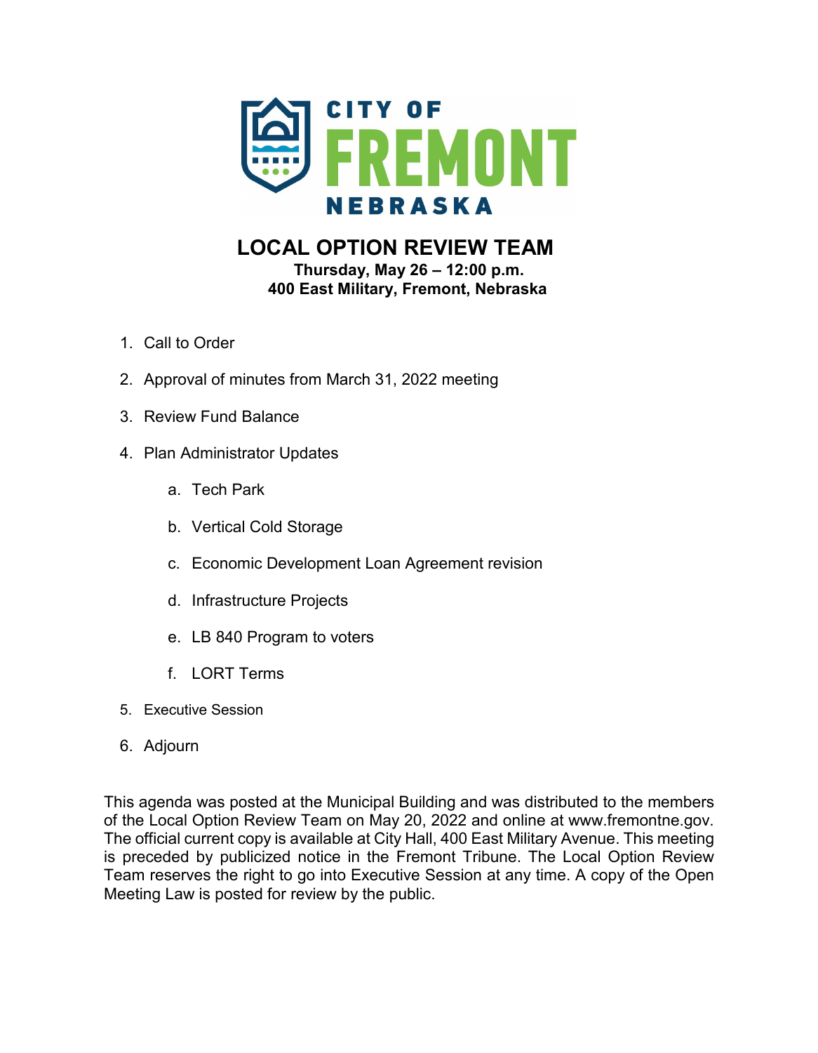CITY OF FREMONT NEBRASKA

# LOCAL OPTION REVIEW TEAM

**Thursday, May 26 – 12:00 p.m.**
**400 East Military, Fremont, Nebraska**

1. Call to Order
2. Approval of minutes from March 31, 2022 meeting
3. Review Fund Balance
4. Plan Administrator Updates
   a. Tech Park
   b. Vertical Cold Storage
   c. Economic Development Loan Agreement revision
   d. Infrastructure Projects
   e. LB 840 Program to voters
   f. LORT Terms
5. Executive Session
6. Adjourn

This agenda was posted at the Municipal Building and was distributed to the members of the Local Option Review Team on May 20, 2022 and online at www.fremontne.gov. The official current copy is available at City Hall, 400 East Military Avenue. This meeting is preceded by publicized notice in the Fremont Tribune. The Local Option Review Team reserves the right to go into Executive Session at any time. A copy of the Open Meeting Law is posted for review by the public.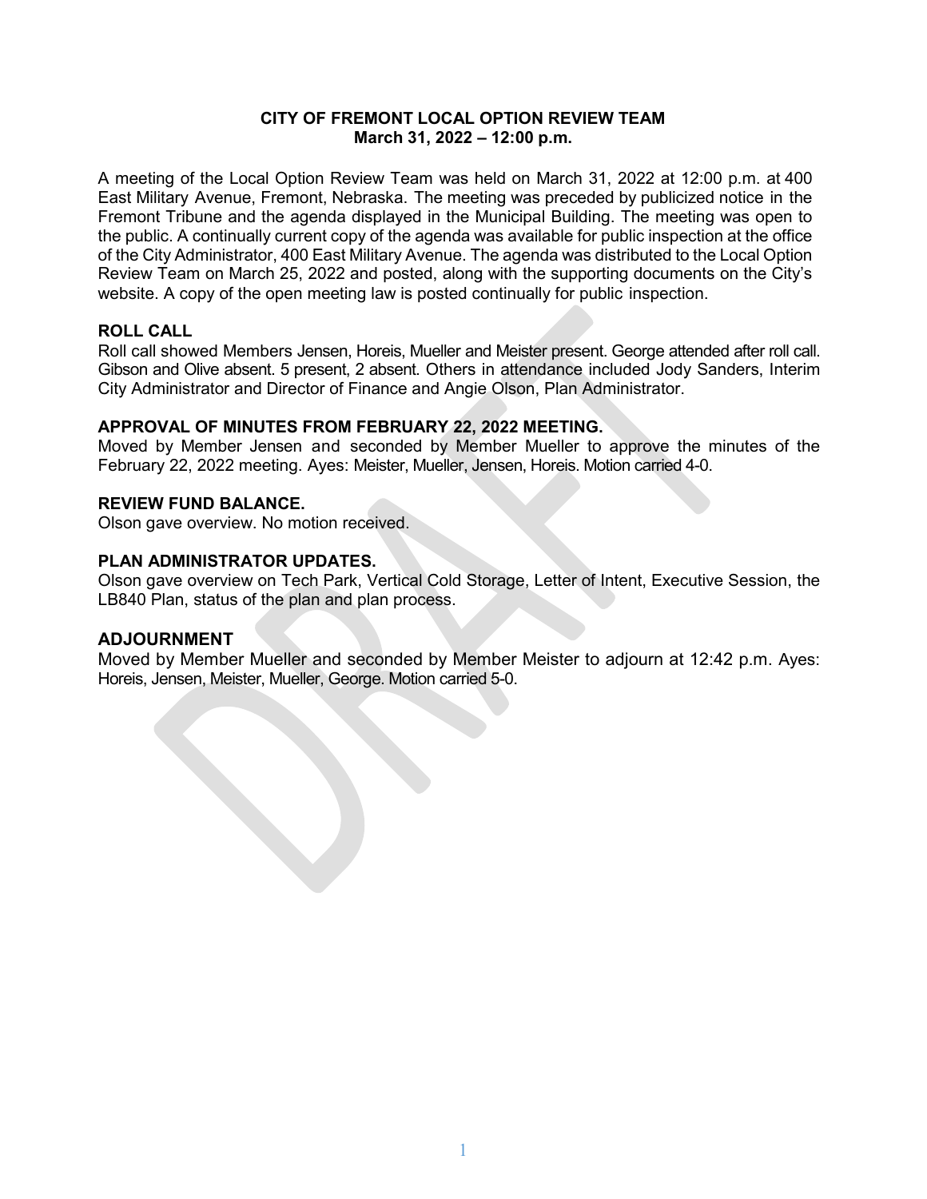**CITY OF FREMONT LOCAL OPTION REVIEW TEAM**
**March 31, 2022 – 12:00 p.m.**

A meeting of the Local Option Review Team was held on March 31, 2022 at 12:00 p.m. at 400 East Military Avenue, Fremont, Nebraska. The meeting was preceded by publicized notice in the Fremont Tribune and the agenda displayed in the Municipal Building. The meeting was open to the public. A continually current copy of the agenda was available for public inspection at the office of the City Administrator, 400 East Military Avenue. The agenda was distributed to the Local Option Review Team on March 25, 2022 and posted, along with the supporting documents on the City's website. A copy of the open meeting law is posted continually for public inspection.

## ROLL CALL

Roll call showed Members Jensen, Horeis, Mueller and Meister present. George attended after roll call. Gibson and Olive absent. 5 present, 2 absent. Others in attendance included Jody Sanders, Interim City Administrator and Director of Finance and Angie Olson, Plan Administrator.

## APPROVAL OF MINUTES FROM FEBRUARY 22, 2022 MEETING.

Moved by Member Jensen and seconded by Member Mueller to approve the minutes of the February 22, 2022 meeting. Ayes: Meister, Mueller, Jensen, Horeis. Motion carried 4-0.

## REVIEW FUND BALANCE.

Olson gave overview. No motion received.

## PLAN ADMINISTRATOR UPDATES.

Olson gave overview on Tech Park, Vertical Cold Storage, Letter of Intent, Executive Session, the LB840 Plan, status of the plan and plan process.

## ADJOURNMENT

Moved by Member Mueller and seconded by Member Meister to adjourn at 12:42 p.m. Ayes: Horeis, Jensen, Meister, Mueller, George. Motion carried 5-0.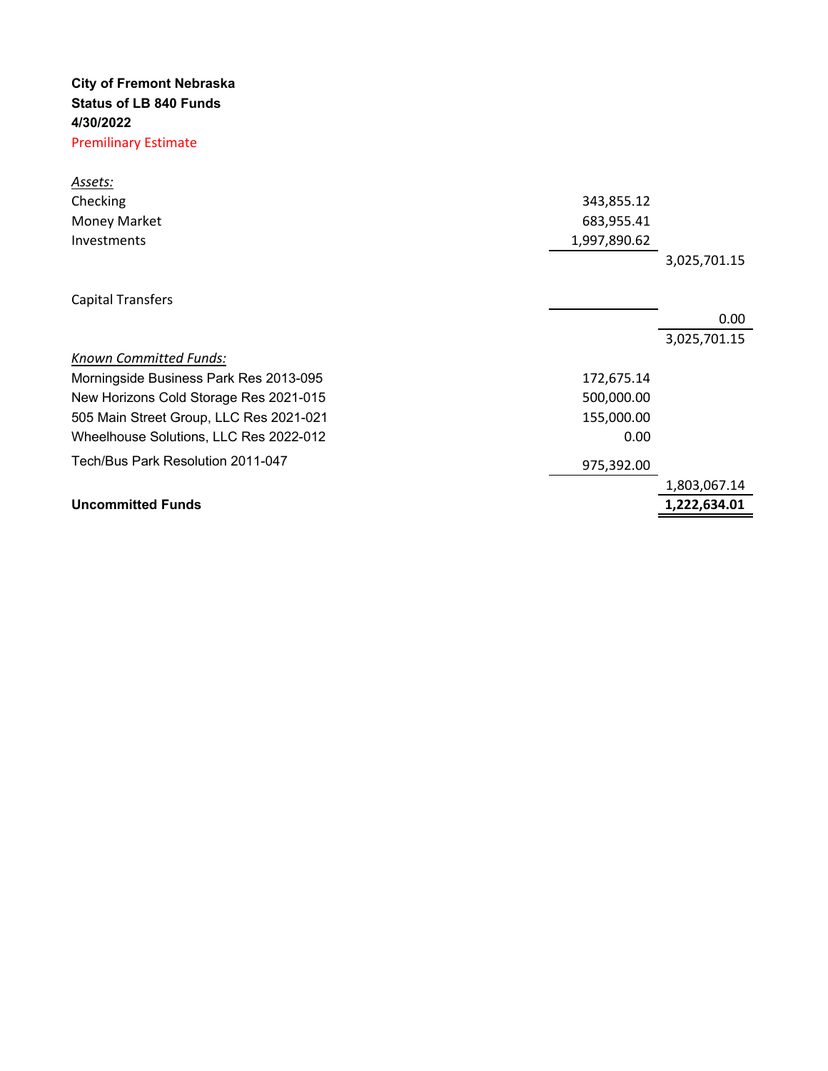**City of Fremont Nebraska**
**Status of LB 840 Funds**
**4/30/2022**
Premilinary Estimate

| | | |
|---|---|---|
| *Assets:* | | |
| Checking | 343,855.12 | |
| Money Market | 683,955.41 | |
| Investments | 1,997,890.62 | |
| | | 3,025,701.15 |
| Capital Transfers | | |
| | | 0.00 |
| | | 3,025,701.15 |
| *Known Committed Funds:* | | |
| Morningside Business Park Res 2013-095 | 172,675.14 | |
| New Horizons Cold Storage Res 2021-015 | 500,000.00 | |
| 505 Main Street Group, LLC Res 2021-021 | 155,000.00 | |
| Wheelhouse Solutions, LLC Res 2022-012 | 0.00 | |
| Tech/Bus Park Resolution 2011-047 | 975,392.00 | |
| | | 1,803,067.14 |
| **Uncommitted Funds** | | **1,222,634.01** |